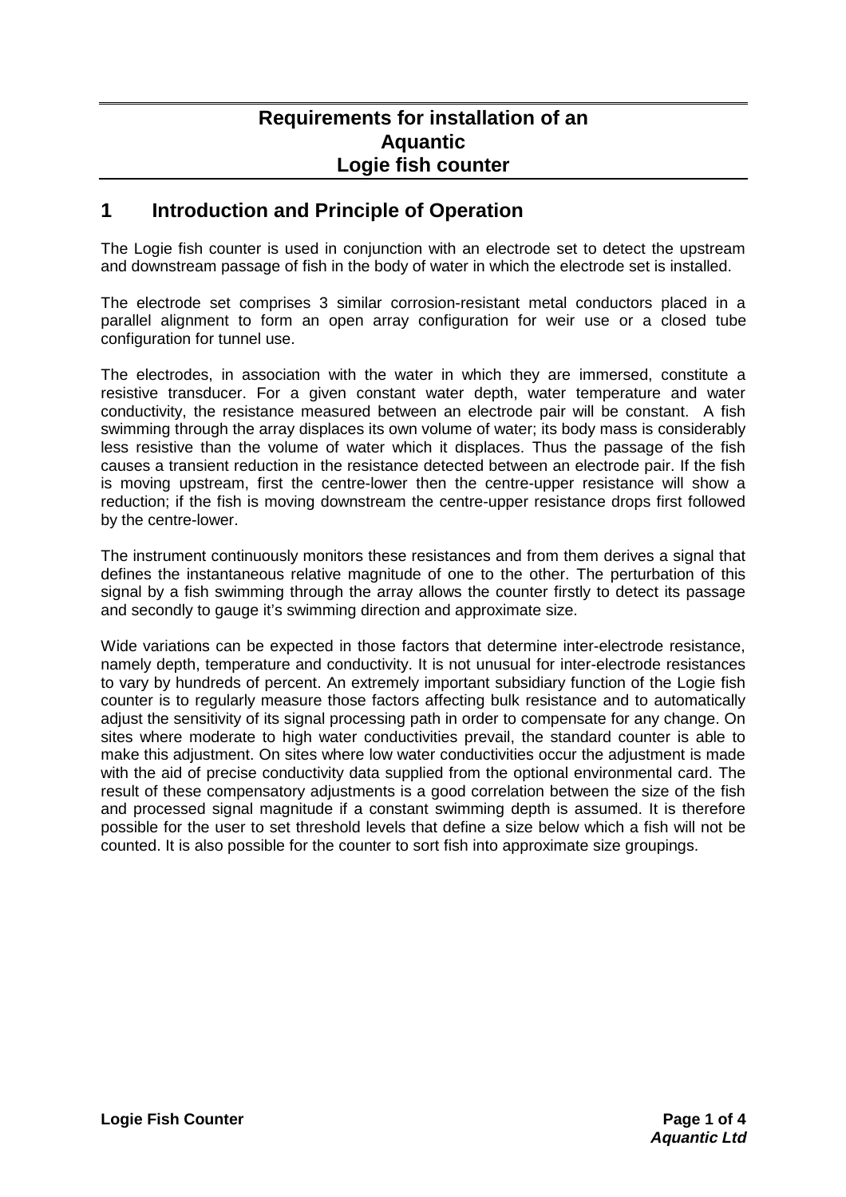# Requirements for installation of an Aquantic Logie fish counter

## 1 Introduction and Principle of Operation

The Logie fish counter is used in conjunction with an electrode set to detect the upstream and downstream passage of fish in the body of water in which the electrode set is installed.

The electrode set comprises 3 similar corrosion-resistant metal conductors placed in a parallel alignment to form an open array configuration for weir use or a closed tube configuration for tunnel use.

The electrodes, in association with the water in which they are immersed, constitute a resistive transducer. For a given constant water depth, water temperature and water conductivity, the resistance measured between an electrode pair will be constant. A fish swimming through the array displaces its own volume of water; its body mass is considerably less resistive than the volume of water which it displaces. Thus the passage of the fish causes a transient reduction in the resistance detected between an electrode pair. If the fish is moving upstream, first the centre-lower then the centre-upper resistance will show a reduction; if the fish is moving downstream the centre-upper resistance drops first followed by the centre-lower.

The instrument continuously monitors these resistances and from them derives a signal that defines the instantaneous relative magnitude of one to the other. The perturbation of this signal by a fish swimming through the array allows the counter firstly to detect its passage and secondly to gauge it's swimming direction and approximate size.

Wide variations can be expected in those factors that determine inter-electrode resistance, namely depth, temperature and conductivity. It is not unusual for inter-electrode resistances to vary by hundreds of percent. An extremely important subsidiary function of the Logie fish counter is to regularly measure those factors affecting bulk resistance and to automatically adjust the sensitivity of its signal processing path in order to compensate for any change. On sites where moderate to high water conductivities prevail, the standard counter is able to make this adjustment. On sites where low water conductivities occur the adjustment is made with the aid of precise conductivity data supplied from the optional environmental card. The result of these compensatory adjustments is a good correlation between the size of the fish and processed signal magnitude if a constant swimming depth is assumed. It is therefore possible for the user to set threshold levels that define a size below which a fish will not be counted. It is also possible for the counter to sort fish into approximate size groupings.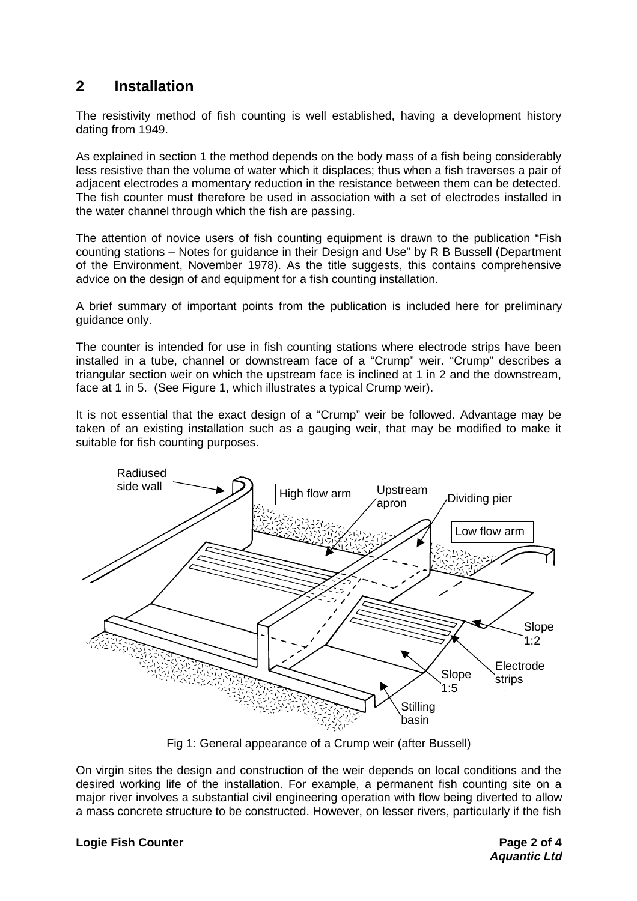## 2 Installation

The resistivity method of fish counting is well established, having a development history dating from 1949.

As explained in section 1 the method depends on the body mass of a fish being considerably less resistive than the volume of water which it displaces; thus when a fish traverses a pair of adjacent electrodes a momentary reduction in the resistance between them can be detected. The fish counter must therefore be used in association with a set of electrodes installed in the water channel through which the fish are passing.

The attention of novice users of fish counting equipment is drawn to the publication "Fish counting stations – Notes for guidance in their Design and Use" by R B Bussell (Department of the Environment, November 1978). As the title suggests, this contains comprehensive advice on the design of and equipment for a fish counting installation.

A brief summary of important points from the publication is included here for preliminary guidance only.

The counter is intended for use in fish counting stations where electrode strips have been installed in a tube, channel or downstream face of a "Crump" weir. "Crump" describes a triangular section weir on which the upstream face is inclined at 1 in 2 and the downstream, face at 1 in 5. (See Figure 1, which illustrates a typical Crump weir).

It is not essential that the exact design of a "Crump" weir be followed. Advantage may be taken of an existing installation such as a gauging weir, that may be modified to make it suitable for fish counting purposes.

Fig 1: General appearance of a Crump weir (after Bussell)

On virgin sites the design and construction of the weir depends on local conditions and the desired working life of the installation. For example, a permanent fish counting site on a major river involves a substantial civil engineering operation with flow being diverted to allow a mass concrete structure to be constructed. However, on lesser rivers, particularly if the fish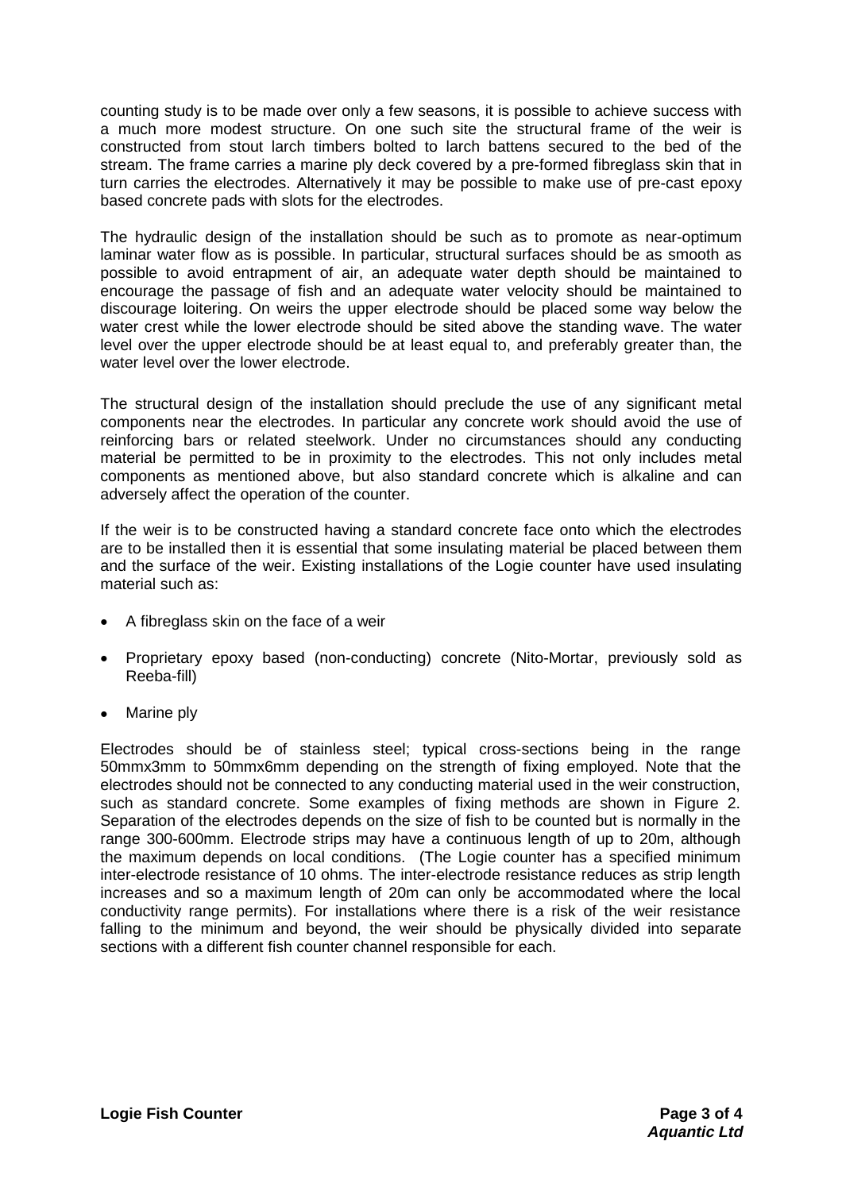counting study is to be made over only a few seasons, it is possible to achieve success with a much more modest structure. On one such site the structural frame of the weir is constructed from stout larch timbers bolted to larch battens secured to the bed of the stream. The frame carries a marine ply deck covered by a pre-formed fibreglass skin that in turn carries the electrodes. Alternatively it may be possible to make use of pre-cast epoxy based concrete pads with slots for the electrodes.

The hydraulic design of the installation should be such as to promote as near-optimum laminar water flow as is possible. In particular, structural surfaces should be as smooth as possible to avoid entrapment of air, an adequate water depth should be maintained to encourage the passage of fish and an adequate water velocity should be maintained to discourage loitering. On weirs the upper electrode should be placed some way below the water crest while the lower electrode should be sited above the standing wave. The water level over the upper electrode should be at least equal to, and preferably greater than, the water level over the lower electrode.

The structural design of the installation should preclude the use of any significant metal components near the electrodes. In particular any concrete work should avoid the use of reinforcing bars or related steelwork. Under no circumstances should any conducting material be permitted to be in proximity to the electrodes. This not only includes metal components as mentioned above, but also standard concrete which is alkaline and can adversely affect the operation of the counter.

If the weir is to be constructed having a standard concrete face onto which the electrodes are to be installed then it is essential that some insulating material be placed between them and the surface of the weir. Existing installations of the Logie counter have used insulating material such as:

- A fibreglass skin on the face of a weir
- Proprietary epoxy based (non-conducting) concrete (Nito-Mortar, previously sold as Reeba-fill)
- Marine ply

Electrodes should be of stainless steel; typical cross-sections being in the range 50mmx3mm to 50mmx6mm depending on the strength of fixing employed. Note that the electrodes should not be connected to any conducting material used in the weir construction, such as standard concrete. Some examples of fixing methods are shown in Figure 2. Separation of the electrodes depends on the size of fish to be counted but is normally in the range 300-600mm. Electrode strips may have a continuous length of up to 20m, although the maximum depends on local conditions. (The Logie counter has a specified minimum inter-electrode resistance of 10 ohms. The inter-electrode resistance reduces as strip length increases and so a maximum length of 20m can only be accommodated where the local conductivity range permits). For installations where there is a risk of the weir resistance falling to the minimum and beyond, the weir should be physically divided into separate sections with a different fish counter channel responsible for each.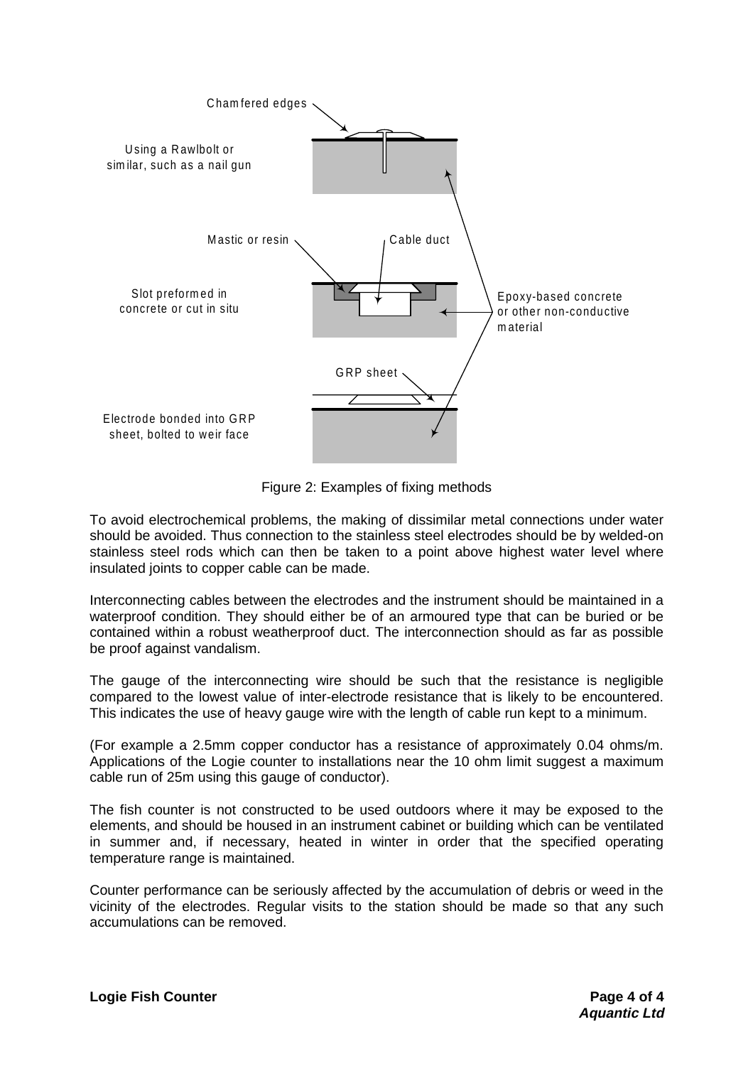Chamfered edges

Using a Rawlbolt or similar, such as a nail gun

Mastic or resin

Cable duct

Slot preformed in concrete or cut in situ

Epoxy-based concrete or other non-conductive material

GRP sheet

Electrode bonded into GRP sheet, bolted to weir face

Figure 2: Examples of fixing methods

To avoid electrochemical problems, the making of dissimilar metal connections under water should be avoided. Thus connection to the stainless steel electrodes should be by welded-on stainless steel rods which can then be taken to a point above highest water level where insulated joints to copper cable can be made.

Interconnecting cables between the electrodes and the instrument should be maintained in a waterproof condition. They should either be of an armoured type that can be buried or be contained within a robust weatherproof duct. The interconnection should as far as possible be proof against vandalism.

The gauge of the interconnecting wire should be such that the resistance is negligible compared to the lowest value of inter-electrode resistance that is likely to be encountered. This indicates the use of heavy gauge wire with the length of cable run kept to a minimum.

(For example a 2.5mm copper conductor has a resistance of approximately 0.04 ohms/m. Applications of the Logie counter to installations near the 10 ohm limit suggest a maximum cable run of 25m using this gauge of conductor).

The fish counter is not constructed to be used outdoors where it may be exposed to the elements, and should be housed in an instrument cabinet or building which can be ventilated in summer and, if necessary, heated in winter in order that the specified operating temperature range is maintained.

Counter performance can be seriously affected by the accumulation of debris or weed in the vicinity of the electrodes. Regular visits to the station should be made so that any such accumulations can be removed.